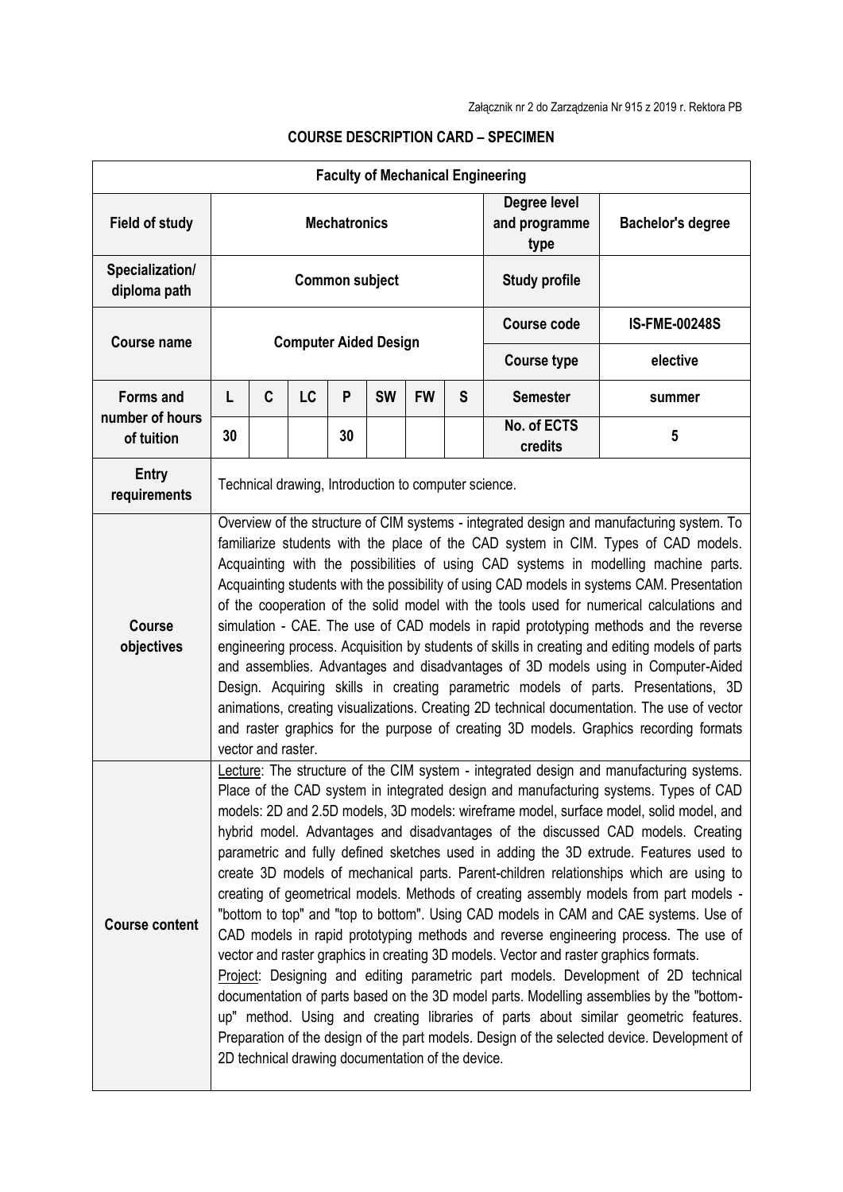Załącznik nr 2 do Zarządzenia Nr 915 z 2019 r. Rektora PB

**COURSE DESCRIPTION CARD – SPECIMEN**

| **Faculty of Mechanical Engineering** | | | | | | | | | |
|---|---|---|---|---|---|---|---|---|---|
| **Field of study** | **Mechatronics** | | | | | | | **Degree level and programme type** | **Bachelor's degree** |
| **Specialization/ diploma path** | **Common subject** | | | | | | | **Study profile** | |
| **Course name** | **Computer Aided Design** | | | | | | | **Course code** | **IS-FME-00248S** |
| | | | | | | | | **Course type** | **elective** |
| **Forms and number of hours of tuition** | **L** | **C** | **LC** | **P** | **SW** | **FW** | **S** | **Semester** | **summer** |
| | **30** | | | **30** | | | | **No. of ECTS credits** | **5** |
| **Entry requirements** | Technical drawing, Introduction to computer science. | | | | | | | | |
| **Course objectives** | Overview of the structure of CIM systems - integrated design and manufacturing system. To familiarize students with the place of the CAD system in CIM. Types of CAD models. Acquainting with the possibilities of using CAD systems in modelling machine parts. Acquainting students with the possibility of using CAD models in systems CAM. Presentation of the cooperation of the solid model with the tools used for numerical calculations and simulation - CAE. The use of CAD models in rapid prototyping methods and the reverse engineering process. Acquisition by students of skills in creating and editing models of parts and assemblies. Advantages and disadvantages of 3D models using in Computer-Aided Design. Acquiring skills in creating parametric models of parts. Presentations, 3D animations, creating visualizations. Creating 2D technical documentation. The use of vector and raster graphics for the purpose of creating 3D models. Graphics recording formats vector and raster. | | | | | | | | |
| **Course content** | Lecture: The structure of the CIM system - integrated design and manufacturing systems. Place of the CAD system in integrated design and manufacturing systems. Types of CAD models: 2D and 2.5D models, 3D models: wireframe model, surface model, solid model, and hybrid model. Advantages and disadvantages of the discussed CAD models. Creating parametric and fully defined sketches used in adding the 3D extrude. Features used to create 3D models of mechanical parts. Parent-children relationships which are using to creating of geometrical models. Methods of creating assembly models from part models - "bottom to top" and "top to bottom". Using CAD models in CAM and CAE systems. Use of CAD models in rapid prototyping methods and reverse engineering process. The use of vector and raster graphics in creating 3D models. Vector and raster graphics formats.<br>Project: Designing and editing parametric part models. Development of 2D technical documentation of parts based on the 3D model parts. Modelling assemblies by the "bottom-up" method. Using and creating libraries of parts about similar geometric features. Preparation of the design of the part models. Design of the selected device. Development of 2D technical drawing documentation of the device. | | | | | | | | |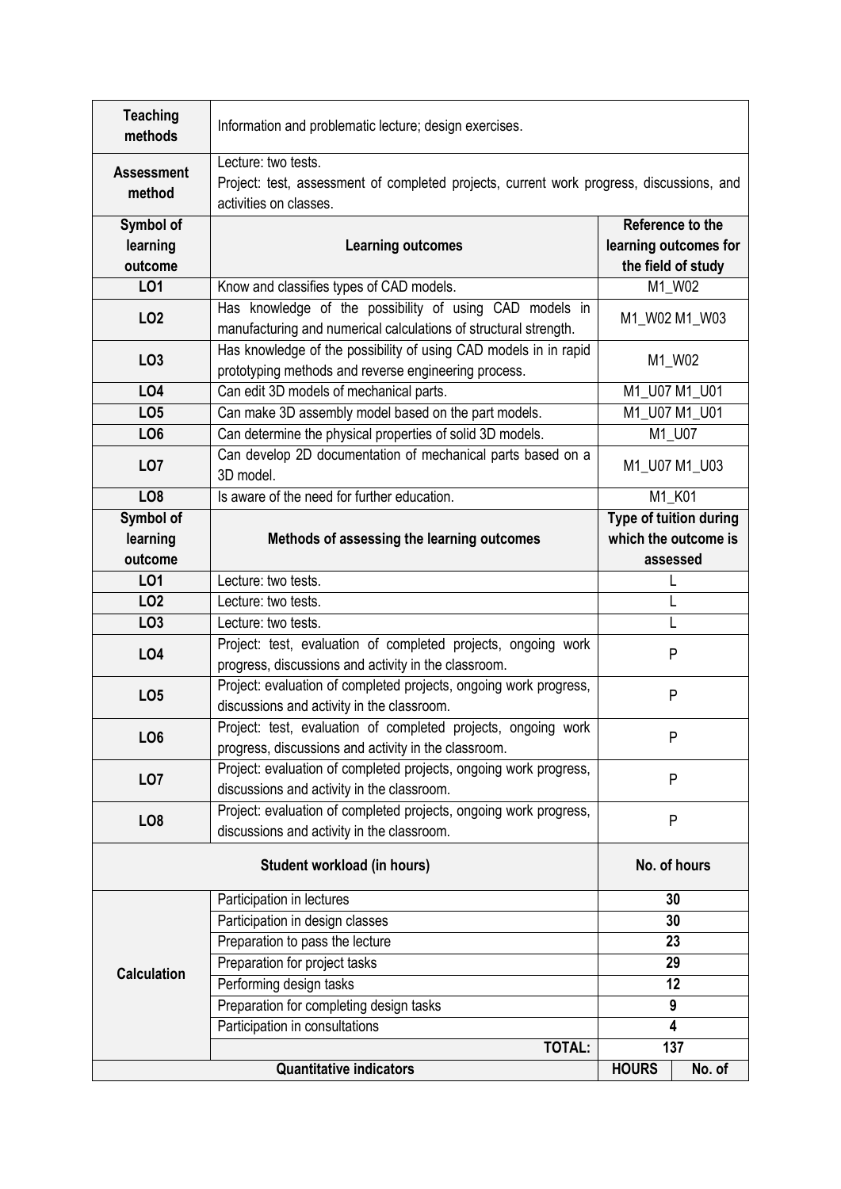| Teaching methods | Information and problematic lecture; design exercises. | |
|---|---|---|
| Assessment method | Lecture: two tests.<br>Project: test, assessment of completed projects, current work progress, discussions, and activities on classes. | |
| **Symbol of learning outcome** | **Learning outcomes** | **Reference to the learning outcomes for the field of study** |
| **LO1** | Know and classifies types of CAD models. | M1_W02 |
| **LO2** | Has knowledge of the possibility of using CAD models in manufacturing and numerical calculations of structural strength. | M1_W02 M1_W03 |
| **LO3** | Has knowledge of the possibility of using CAD models in in rapid prototyping methods and reverse engineering process. | M1_W02 |
| **LO4** | Can edit 3D models of mechanical parts. | M1_U07 M1_U01 |
| **LO5** | Can make 3D assembly model based on the part models. | M1_U07 M1_U01 |
| **LO6** | Can determine the physical properties of solid 3D models. | M1_U07 |
| **LO7** | Can develop 2D documentation of mechanical parts based on a 3D model. | M1_U07 M1_U03 |
| **LO8** | Is aware of the need for further education. | M1_K01 |
| **Symbol of learning outcome** | **Methods of assessing the learning outcomes** | **Type of tuition during which the outcome is assessed** |
| **LO1** | Lecture: two tests. | L |
| **LO2** | Lecture: two tests. | L |
| **LO3** | Lecture: two tests. | L |
| **LO4** | Project: test, evaluation of completed projects, ongoing work progress, discussions and activity in the classroom. | P |
| **LO5** | Project: evaluation of completed projects, ongoing work progress, discussions and activity in the classroom. | P |
| **LO6** | Project: test, evaluation of completed projects, ongoing work progress, discussions and activity in the classroom. | P |
| **LO7** | Project: evaluation of completed projects, ongoing work progress, discussions and activity in the classroom. | P |
| **LO8** | Project: evaluation of completed projects, ongoing work progress, discussions and activity in the classroom. | P |

| **Student workload (in hours)** | | **No. of hours** | |
|---|---|---|---|
| **Calculation** | Participation in lectures | **30** | |
| | Participation in design classes | **30** | |
| | Preparation to pass the lecture | **23** | |
| | Preparation for project tasks | **29** | |
| | Performing design tasks | **12** | |
| | Preparation for completing design tasks | **9** | |
| | Participation in consultations | **4** | |
| | **TOTAL:** | **137** | |
| **Quantitative indicators** | | **HOURS** | **No. of** |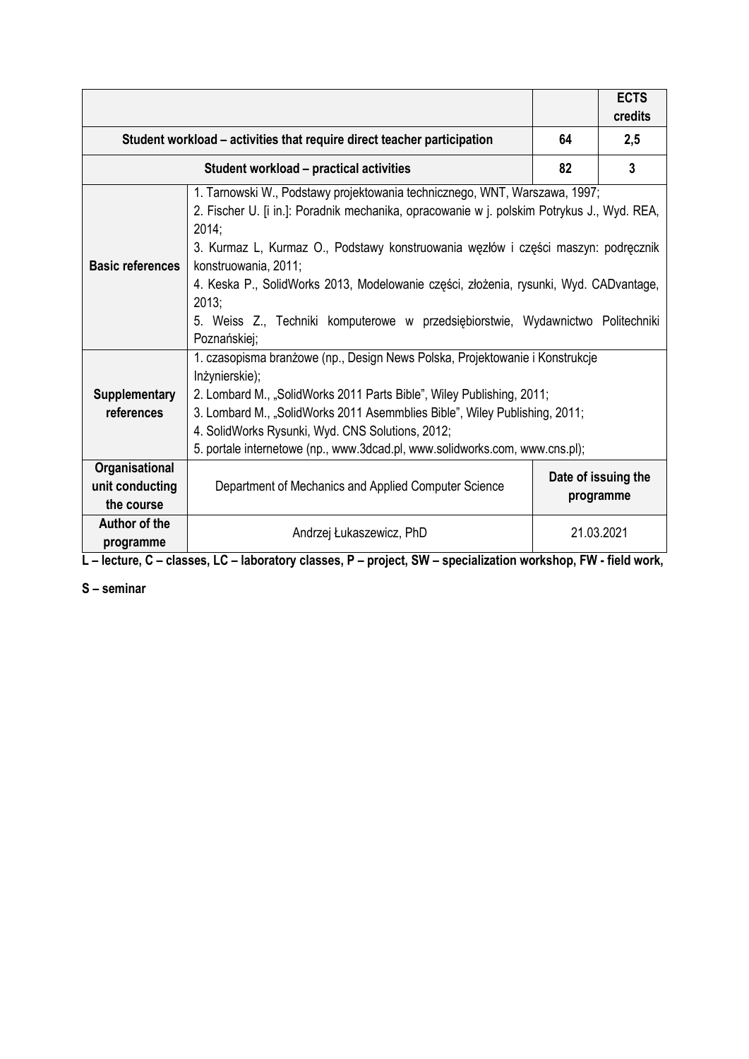| | | | ECTS credits |
|---|---|---|---|
| Student workload – activities that require direct teacher participation | | 64 | 2,5 |
| Student workload – practical activities | | 82 | 3 |
| **Basic references** | 1. Tarnowski W., Podstawy projektowania technicznego, WNT, Warszawa, 1997;<br>2. Fischer U. [i in.]: Poradnik mechanika, opracowanie w j. polskim Potrykus J., Wyd. REA, 2014;<br>3. Kurmaz L, Kurmaz O., Podstawy konstruowania węzłów i części maszyn: podręcznik konstruowania, 2011;<br>4. Keska P., SolidWorks 2013, Modelowanie części, złożenia, rysunki, Wyd. CADvantage, 2013;<br>5. Weiss Z., Techniki komputerowe w przedsiębiorstwie, Wydawnictwo Politechniki Poznańskiej; | | |
| **Supplementary references** | 1. czasopisma branżowe (np., Design News Polska, Projektowanie i Konstrukcje Inżynierskie);<br>2. Lombard M., „SolidWorks 2011 Parts Bible", Wiley Publishing, 2011;<br>3. Lombard M., „SolidWorks 2011 Asemmblies Bible", Wiley Publishing, 2011;<br>4. SolidWorks Rysunki, Wyd. CNS Solutions, 2012;<br>5. portale internetowe (np., www.3dcad.pl, www.solidworks.com, www.cns.pl); | | |
| **Organisational unit conducting the course** | Department of Mechanics and Applied Computer Science | **Date of issuing the programme** | |
| **Author of the programme** | Andrzej Łukaszewicz, PhD | 21.03.2021 | |

**L – lecture, C – classes, LC – laboratory classes, P – project, SW – specialization workshop, FW - field work, S – seminar**